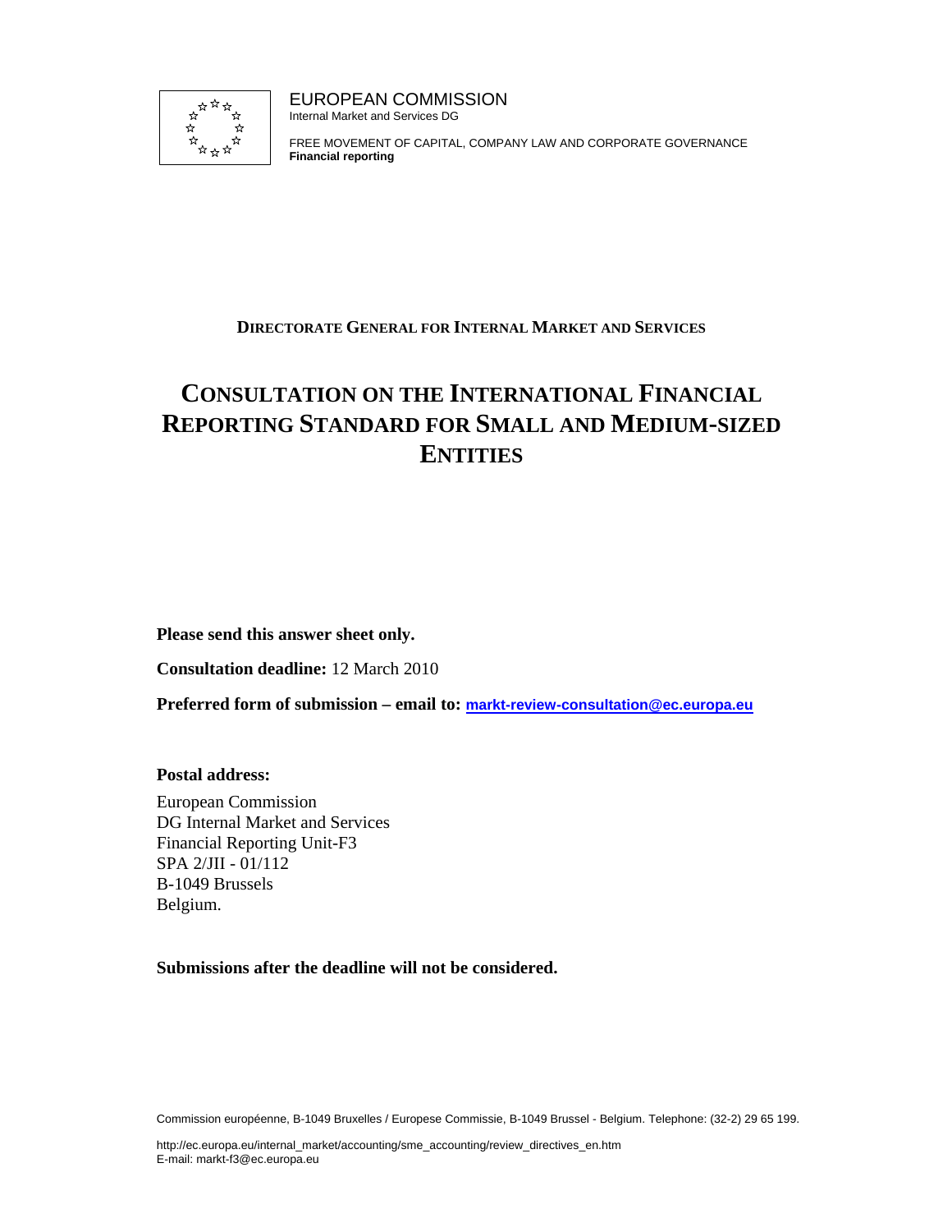EUROPEAN COMMISSION
Internal Market and Services DG

FREE MOVEMENT OF CAPITAL, COMPANY LAW AND CORPORATE GOVERNANCE
**Financial reporting**

**DIRECTORATE GENERAL FOR INTERNAL MARKET AND SERVICES**

# CONSULTATION ON THE INTERNATIONAL FINANCIAL REPORTING STANDARD FOR SMALL AND MEDIUM-SIZED ENTITIES

**Please send this answer sheet only.**

**Consultation deadline:** 12 March 2010

**Preferred form of submission – email to:** markt-review-consultation@ec.europa.eu

**Postal address:**

European Commission
DG Internal Market and Services
Financial Reporting Unit-F3
SPA 2/JII - 01/112
B-1049 Brussels
Belgium.

**Submissions after the deadline will not be considered.**

Commission européenne, B-1049 Bruxelles / Europese Commissie, B-1049 Brussel - Belgium. Telephone: (32-2) 29 65 199.

http://ec.europa.eu/internal_market/accounting/sme_accounting/review_directives_en.htm
E-mail: markt-f3@ec.europa.eu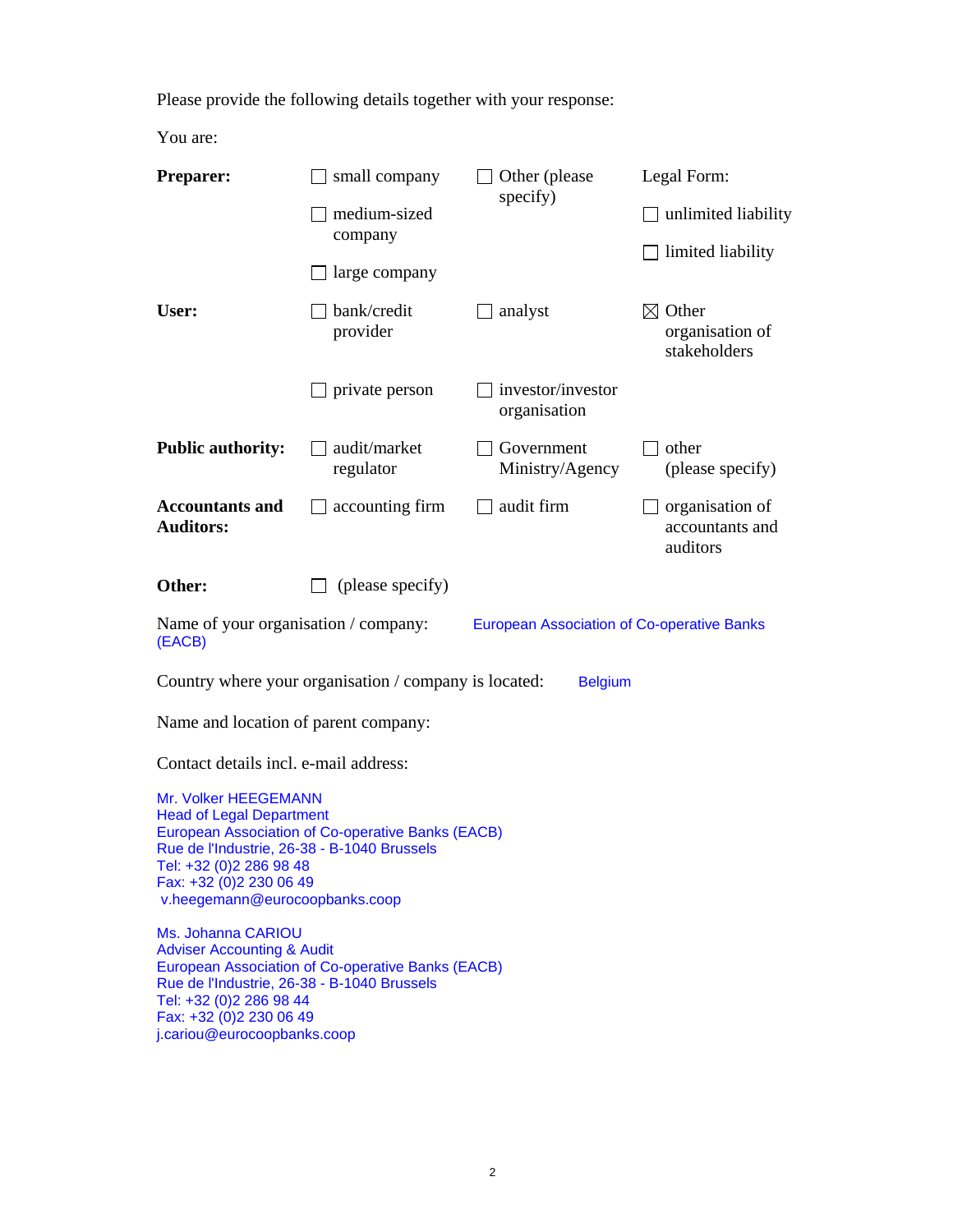Please provide the following details together with your response:

You are:

| | | | |
|---|---|---|---|
| **Preparer:** | ☐ small company<br>☐ medium-sized company<br>☐ large company | ☐ Other (please specify) | Legal Form:<br>☐ unlimited liability<br>☐ limited liability |
| **User:** | ☐ bank/credit provider<br>☐ private person | ☐ analyst<br>☐ investor/investor organisation | ☒ Other organisation of stakeholders |
| **Public authority:** | ☐ audit/market regulator | ☐ Government Ministry/Agency | ☐ other (please specify) |
| **Accountants and Auditors:** | ☐ accounting firm | ☐ audit firm | ☐ organisation of accountants and auditors |
| **Other:** | ☐ (please specify) | | |

Name of your organisation / company: European Association of Co-operative Banks (EACB)

Country where your organisation / company is located: Belgium

Name and location of parent company:

Contact details incl. e-mail address:

Mr. Volker HEEGEMANN
Head of Legal Department
European Association of Co-operative Banks (EACB)
Rue de l'Industrie, 26-38 - B-1040 Brussels
Tel: +32 (0)2 286 98 48
Fax: +32 (0)2 230 06 49
v.heegemann@eurocoopbanks.coop

Ms. Johanna CARIOU
Adviser Accounting & Audit
European Association of Co-operative Banks (EACB)
Rue de l'Industrie, 26-38 - B-1040 Brussels
Tel: +32 (0)2 286 98 44
Fax: +32 (0)2 230 06 49
j.cariou@eurocoopbanks.coop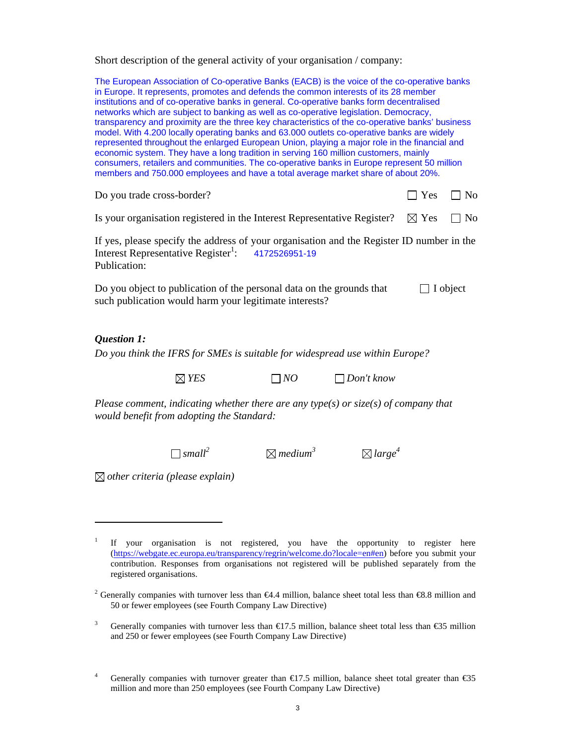Short description of the general activity of your organisation / company:

The European Association of Co-operative Banks (EACB) is the voice of the co-operative banks in Europe. It represents, promotes and defends the common interests of its 28 member institutions and of co-operative banks in general. Co-operative banks form decentralised networks which are subject to banking as well as co-operative legislation. Democracy, transparency and proximity are the three key characteristics of the co-operative banks' business model. With 4.200 locally operating banks and 63.000 outlets co-operative banks are widely represented throughout the enlarged European Union, playing a major role in the financial and economic system. They have a long tradition in serving 160 million customers, mainly consumers, retailers and communities. The co-operative banks in Europe represent 50 million members and 750.000 employees and have a total average market share of about 20%.

Do you trade cross-border? ☐ Yes ☐ No

Is your organisation registered in the Interest Representative Register? ☒ Yes ☐ No

If yes, please specify the address of your organisation and the Register ID number in the Interest Representative Register[1]: 4172526951-19

Publication:

Do you object to publication of the personal data on the grounds that such publication would harm your legitimate interests? ☐ I object

***Question 1:***

*Do you think the IFRS for SMEs is suitable for widespread use within Europe?*

☒ *YES* ☐ *NO* ☐ *Don't know*

*Please comment, indicating whether there are any type(s) or size(s) of company that would benefit from adopting the Standard:*

☐ *small*[2] ☒ *medium*[3] ☒ *large*[4]

☒ *other criteria (please explain)*

---

[1] If your organisation is not registered, you have the opportunity to register here (https://webgate.ec.europa.eu/transparency/regrin/welcome.do?locale=en#en) before you submit your contribution. Responses from organisations not registered will be published separately from the registered organisations.

[2] Generally companies with turnover less than €4.4 million, balance sheet total less than €8.8 million and 50 or fewer employees (see Fourth Company Law Directive)

[3] Generally companies with turnover less than €17.5 million, balance sheet total less than €35 million and 250 or fewer employees (see Fourth Company Law Directive)

[4] Generally companies with turnover greater than €17.5 million, balance sheet total greater than €35 million and more than 250 employees (see Fourth Company Law Directive)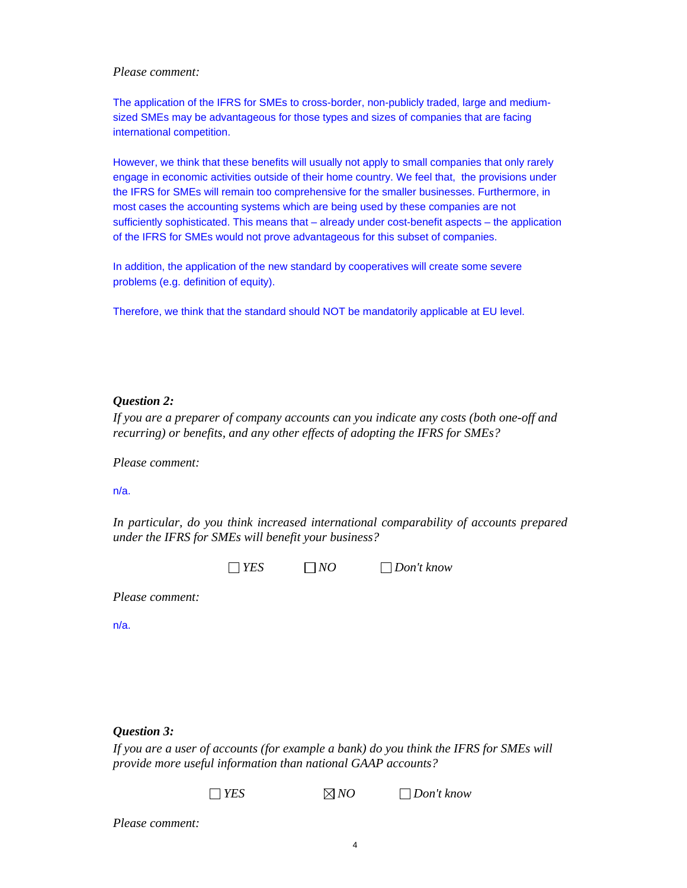*Please comment:*

The application of the IFRS for SMEs to cross-border, non-publicly traded, large and medium-sized SMEs may be advantageous for those types and sizes of companies that are facing international competition.

However, we think that these benefits will usually not apply to small companies that only rarely engage in economic activities outside of their home country. We feel that, the provisions under the IFRS for SMEs will remain too comprehensive for the smaller businesses. Furthermore, in most cases the accounting systems which are being used by these companies are not sufficiently sophisticated. This means that – already under cost-benefit aspects – the application of the IFRS for SMEs would not prove advantageous for this subset of companies.

In addition, the application of the new standard by cooperatives will create some severe problems (e.g. definition of equity).

Therefore, we think that the standard should NOT be mandatorily applicable at EU level.

***Question 2:***
*If you are a preparer of company accounts can you indicate any costs (both one-off and recurring) or benefits, and any other effects of adopting the IFRS for SMEs?*

*Please comment:*

n/a.

*In particular, do you think increased international comparability of accounts prepared under the IFRS for SMEs will benefit your business?*

☐ *YES* ☐ *NO* ☐ *Don't know*

*Please comment:*

n/a.

***Question 3:***
*If you are a user of accounts (for example a bank) do you think the IFRS for SMEs will provide more useful information than national GAAP accounts?*

☐ *YES* ☒ *NO* ☐ *Don't know*

*Please comment:*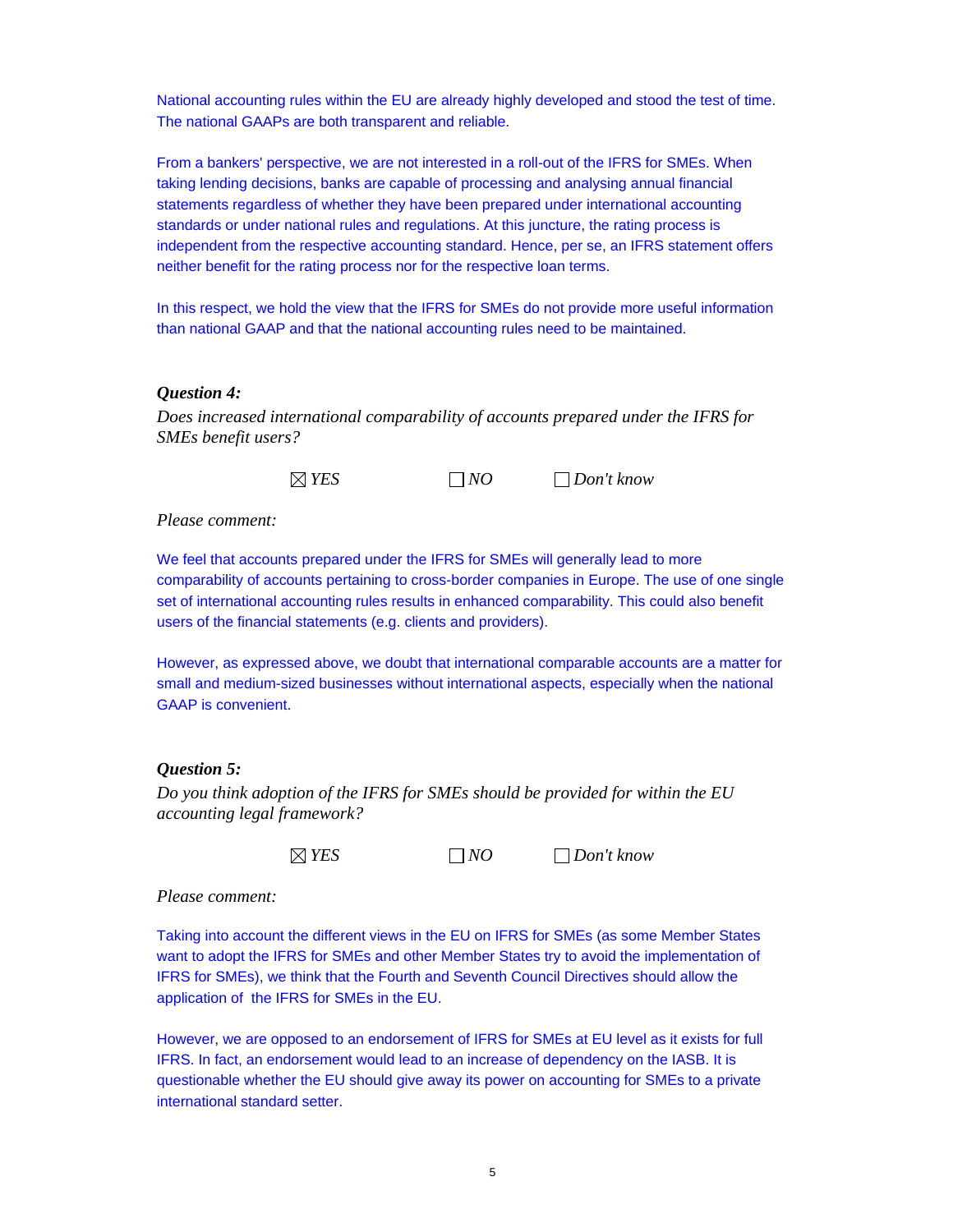National accounting rules within the EU are already highly developed and stood the test of time. The national GAAPs are both transparent and reliable.

From a bankers' perspective, we are not interested in a roll-out of the IFRS for SMEs. When taking lending decisions, banks are capable of processing and analysing annual financial statements regardless of whether they have been prepared under international accounting standards or under national rules and regulations. At this juncture, the rating process is independent from the respective accounting standard. Hence, per se, an IFRS statement offers neither benefit for the rating process nor for the respective loan terms.

In this respect, we hold the view that the IFRS for SMEs do not provide more useful information than national GAAP and that the national accounting rules need to be maintained.

***Question 4:***

*Does increased international comparability of accounts prepared under the IFRS for SMEs benefit users?*

☒ *YES* ☐ *NO* ☐ *Don't know*

*Please comment:*

We feel that accounts prepared under the IFRS for SMEs will generally lead to more comparability of accounts pertaining to cross-border companies in Europe. The use of one single set of international accounting rules results in enhanced comparability. This could also benefit users of the financial statements (e.g. clients and providers).

However, as expressed above, we doubt that international comparable accounts are a matter for small and medium-sized businesses without international aspects, especially when the national GAAP is convenient.

***Question 5:***

*Do you think adoption of the IFRS for SMEs should be provided for within the EU accounting legal framework?*

☒ *YES* ☐ *NO* ☐ *Don't know*

*Please comment:*

Taking into account the different views in the EU on IFRS for SMEs (as some Member States want to adopt the IFRS for SMEs and other Member States try to avoid the implementation of IFRS for SMEs), we think that the Fourth and Seventh Council Directives should allow the application of the IFRS for SMEs in the EU.

However, we are opposed to an endorsement of IFRS for SMEs at EU level as it exists for full IFRS. In fact, an endorsement would lead to an increase of dependency on the IASB. It is questionable whether the EU should give away its power on accounting for SMEs to a private international standard setter.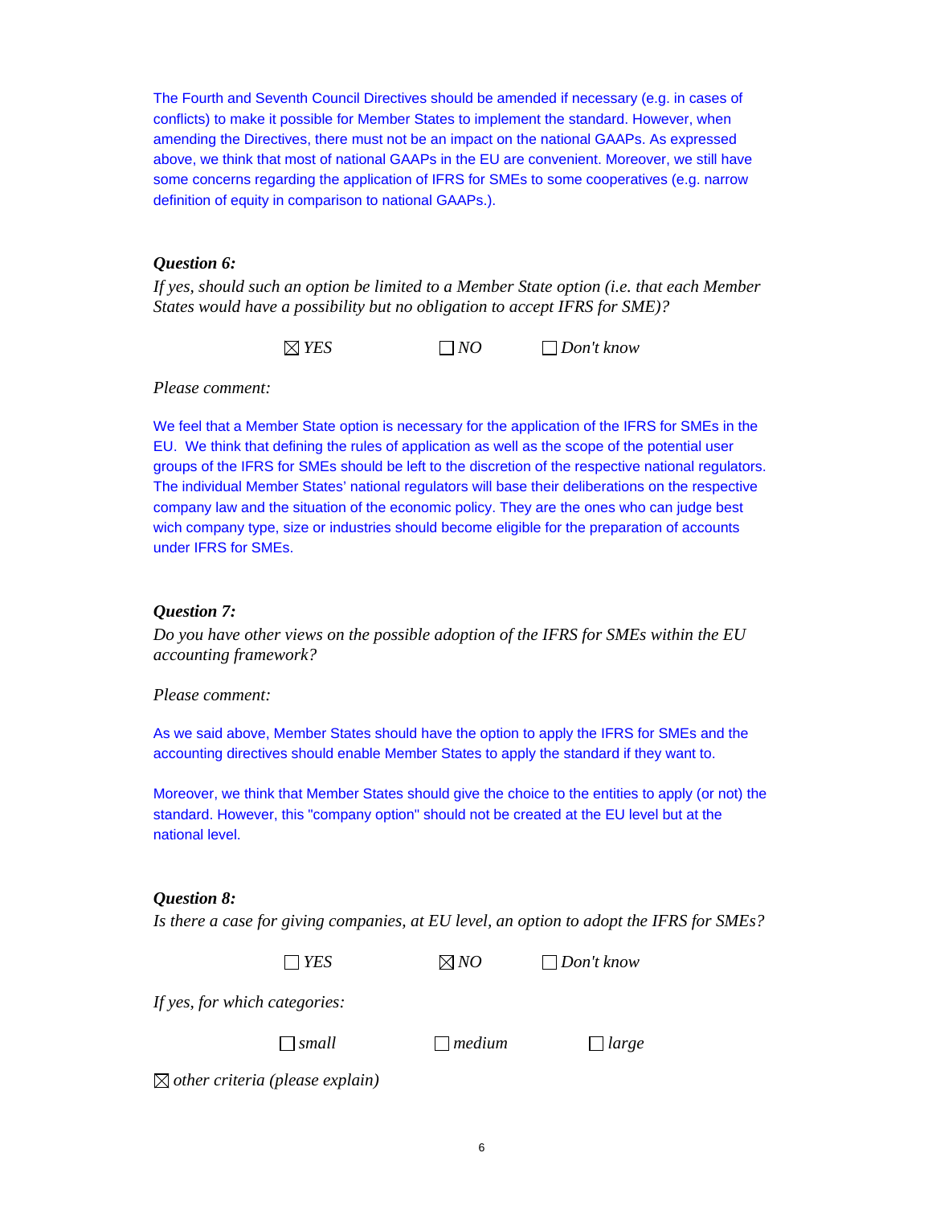The Fourth and Seventh Council Directives should be amended if necessary (e.g. in cases of conflicts) to make it possible for Member States to implement the standard. However, when amending the Directives, there must not be an impact on the national GAAPs. As expressed above, we think that most of national GAAPs in the EU are convenient. Moreover, we still have some concerns regarding the application of IFRS for SMEs to some cooperatives (e.g. narrow definition of equity in comparison to national GAAPs.).

***Question 6:***

*If yes, should such an option be limited to a Member State option (i.e. that each Member States would have a possibility but no obligation to accept IFRS for SME)?*

☒ *YES* ☐ *NO* ☐ *Don't know*

*Please comment:*

We feel that a Member State option is necessary for the application of the IFRS for SMEs in the EU. We think that defining the rules of application as well as the scope of the potential user groups of the IFRS for SMEs should be left to the discretion of the respective national regulators. The individual Member States' national regulators will base their deliberations on the respective company law and the situation of the economic policy. They are the ones who can judge best wich company type, size or industries should become eligible for the preparation of accounts under IFRS for SMEs.

***Question 7:***

*Do you have other views on the possible adoption of the IFRS for SMEs within the EU accounting framework?*

*Please comment:*

As we said above, Member States should have the option to apply the IFRS for SMEs and the accounting directives should enable Member States to apply the standard if they want to.

Moreover, we think that Member States should give the choice to the entities to apply (or not) the standard. However, this "company option" should not be created at the EU level but at the national level.

***Question 8:***

*Is there a case for giving companies, at EU level, an option to adopt the IFRS for SMEs?*

☐ *YES* ☒ *NO* ☐ *Don't know*

*If yes, for which categories:*

☐ *small* ☐ *medium* ☐ *large*

☒ *other criteria (please explain)*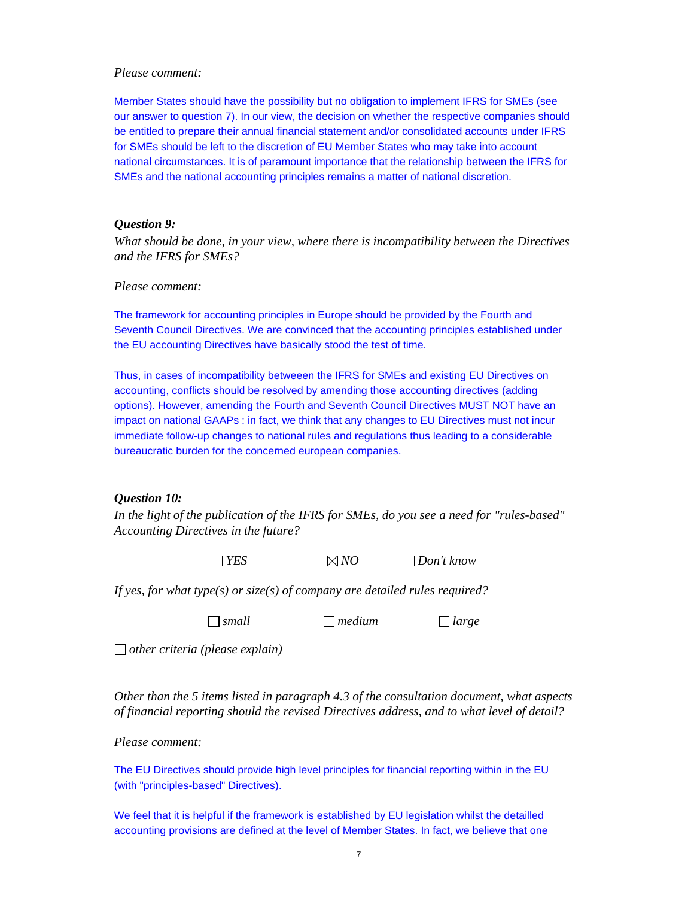*Please comment:*

Member States should have the possibility but no obligation to implement IFRS for SMEs (see our answer to question 7). In our view, the decision on whether the respective companies should be entitled to prepare their annual financial statement and/or consolidated accounts under IFRS for SMEs should be left to the discretion of EU Member States who may take into account national circumstances. It is of paramount importance that the relationship between the IFRS for SMEs and the national accounting principles remains a matter of national discretion.

***Question 9:***

*What should be done, in your view, where there is incompatibility between the Directives and the IFRS for SMEs?*

*Please comment:*

The framework for accounting principles in Europe should be provided by the Fourth and Seventh Council Directives. We are convinced that the accounting principles established under the EU accounting Directives have basically stood the test of time.

Thus, in cases of incompatibility betweeen the IFRS for SMEs and existing EU Directives on accounting, conflicts should be resolved by amending those accounting directives (adding options). However, amending the Fourth and Seventh Council Directives MUST NOT have an impact on national GAAPs : in fact, we think that any changes to EU Directives must not incur immediate follow-up changes to national rules and regulations thus leading to a considerable bureaucratic burden for the concerned european companies.

***Question 10:***

*In the light of the publication of the IFRS for SMEs, do you see a need for "rules-based" Accounting Directives in the future?*

☐ *YES* ☒ *NO* ☐ *Don't know*

*If yes, for what type(s) or size(s) of company are detailed rules required?*

☐ *small* ☐ *medium* ☐ *large*

☐ *other criteria (please explain)*

*Other than the 5 items listed in paragraph 4.3 of the consultation document, what aspects of financial reporting should the revised Directives address, and to what level of detail?*

*Please comment:*

The EU Directives should provide high level principles for financial reporting within in the EU (with "principles-based" Directives).

We feel that it is helpful if the framework is established by EU legislation whilst the detailled accounting provisions are defined at the level of Member States. In fact, we believe that one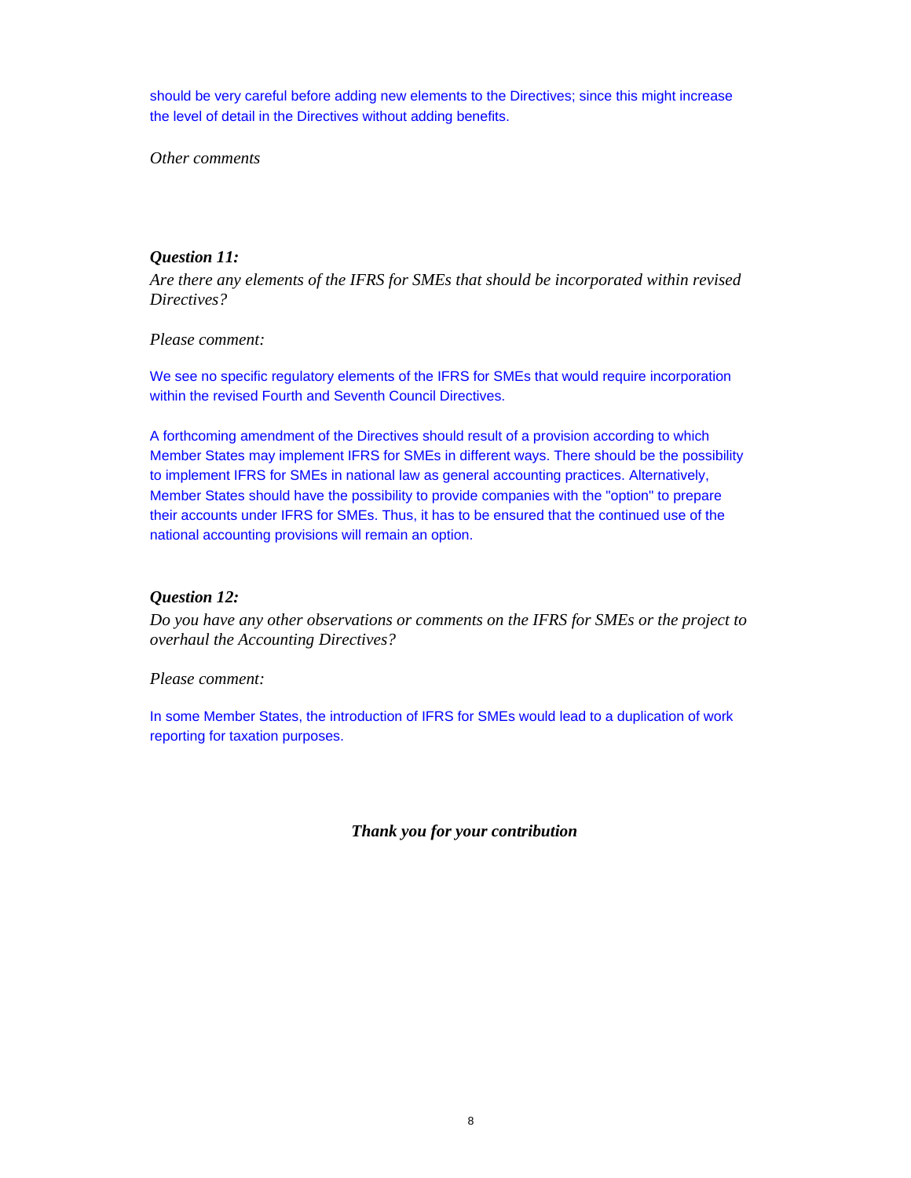should be very careful before adding new elements to the Directives; since this might increase the level of detail in the Directives without adding benefits.

*Other comments*

***Question 11:***

*Are there any elements of the IFRS for SMEs that should be incorporated within revised Directives?*

*Please comment:*

We see no specific regulatory elements of the IFRS for SMEs that would require incorporation within the revised Fourth and Seventh Council Directives.

A forthcoming amendment of the Directives should result of a provision according to which Member States may implement IFRS for SMEs in different ways. There should be the possibility to implement IFRS for SMEs in national law as general accounting practices. Alternatively, Member States should have the possibility to provide companies with the "option" to prepare their accounts under IFRS for SMEs. Thus, it has to be ensured that the continued use of the national accounting provisions will remain an option.

***Question 12:***

*Do you have any other observations or comments on the IFRS for SMEs or the project to overhaul the Accounting Directives?*

*Please comment:*

In some Member States, the introduction of IFRS for SMEs would lead to a duplication of work reporting for taxation purposes.

***Thank you for your contribution***